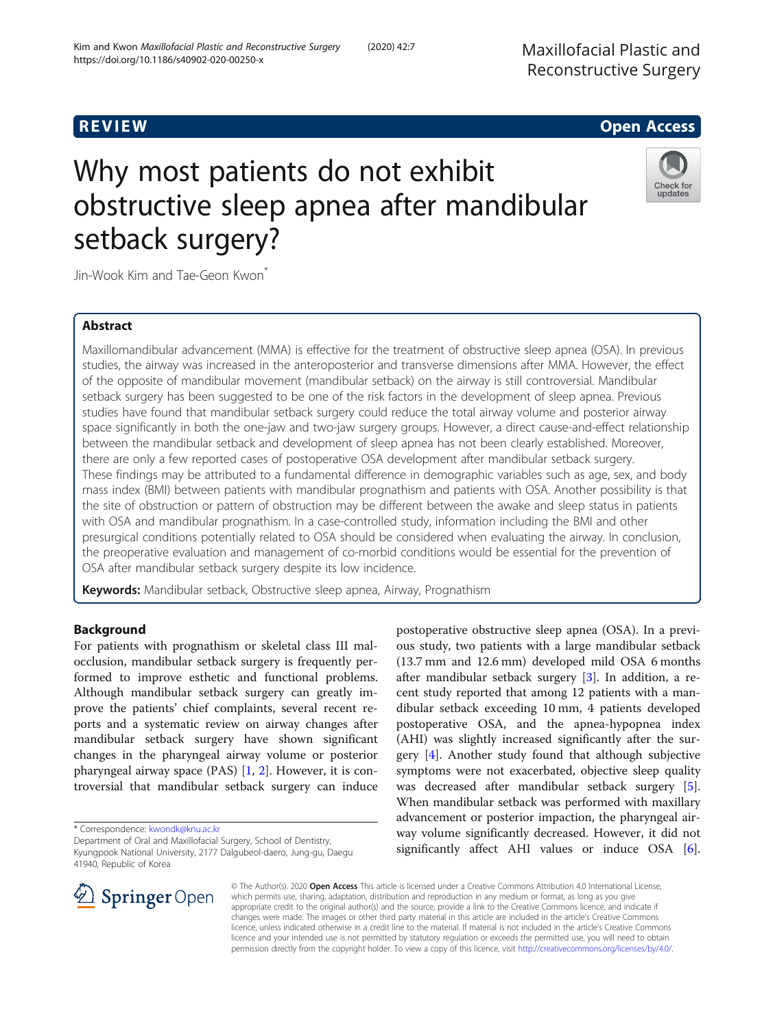REVIEW Open Access

# Why most patients do not exhibit obstructive sleep apnea after mandibular setback surgery?

Jin-Wook Kim and Tae-Geon Kwon*

## Abstract

Maxillomandibular advancement (MMA) is effective for the treatment of obstructive sleep apnea (OSA). In previous studies, the airway was increased in the anteroposterior and transverse dimensions after MMA. However, the effect of the opposite of mandibular movement (mandibular setback) on the airway is still controversial. Mandibular setback surgery has been suggested to be one of the risk factors in the development of sleep apnea. Previous studies have found that mandibular setback surgery could reduce the total airway volume and posterior airway space significantly in both the one-jaw and two-jaw surgery groups. However, a direct cause-and-effect relationship between the mandibular setback and development of sleep apnea has not been clearly established. Moreover, there are only a few reported cases of postoperative OSA development after mandibular setback surgery. These findings may be attributed to a fundamental difference in demographic variables such as age, sex, and body mass index (BMI) between patients with mandibular prognathism and patients with OSA. Another possibility is that the site of obstruction or pattern of obstruction may be different between the awake and sleep status in patients with OSA and mandibular prognathism. In a case-controlled study, information including the BMI and other presurgical conditions potentially related to OSA should be considered when evaluating the airway. In conclusion, the preoperative evaluation and management of co-morbid conditions would be essential for the prevention of OSA after mandibular setback surgery despite its low incidence.

**Keywords:** Mandibular setback, Obstructive sleep apnea, Airway, Prognathism

## Background

For patients with prognathism or skeletal class III malocclusion, mandibular setback surgery is frequently performed to improve esthetic and functional problems. Although mandibular setback surgery can greatly improve the patients' chief complaints, several recent reports and a systematic review on airway changes after mandibular setback surgery have shown significant changes in the pharyngeal airway volume or posterior pharyngeal airway space (PAS) [1, 2]. However, it is controversial that mandibular setback surgery can induce postoperative obstructive sleep apnea (OSA). In a previous study, two patients with a large mandibular setback (13.7 mm and 12.6 mm) developed mild OSA 6 months after mandibular setback surgery [3]. In addition, a recent study reported that among 12 patients with a mandibular setback exceeding 10 mm, 4 patients developed postoperative OSA, and the apnea-hypopnea index (AHI) was slightly increased significantly after the surgery [4]. Another study found that although subjective symptoms were not exacerbated, objective sleep quality was decreased after mandibular setback surgery [5]. When mandibular setback was performed with maxillary advancement or posterior impaction, the pharyngeal airway volume significantly decreased. However, it did not significantly affect AHI values or induce OSA [6].

* Correspondence: kwondk@knu.ac.kr
Department of Oral and Maxillofacial Surgery, School of Dentistry, Kyungpook National University, 2177 Dalgubeol-daero, Jung-gu, Daegu 41940, Republic of Korea

© The Author(s). 2020 Open Access This article is licensed under a Creative Commons Attribution 4.0 International License, which permits use, sharing, adaptation, distribution and reproduction in any medium or format, as long as you give appropriate credit to the original author(s) and the source, provide a link to the Creative Commons licence, and indicate if changes were made. The images or other third party material in this article are included in the article's Creative Commons licence, unless indicated otherwise in a credit line to the material. If material is not included in the article's Creative Commons licence and your intended use is not permitted by statutory regulation or exceeds the permitted use, you will need to obtain permission directly from the copyright holder. To view a copy of this licence, visit http://creativecommons.org/licenses/by/4.0/.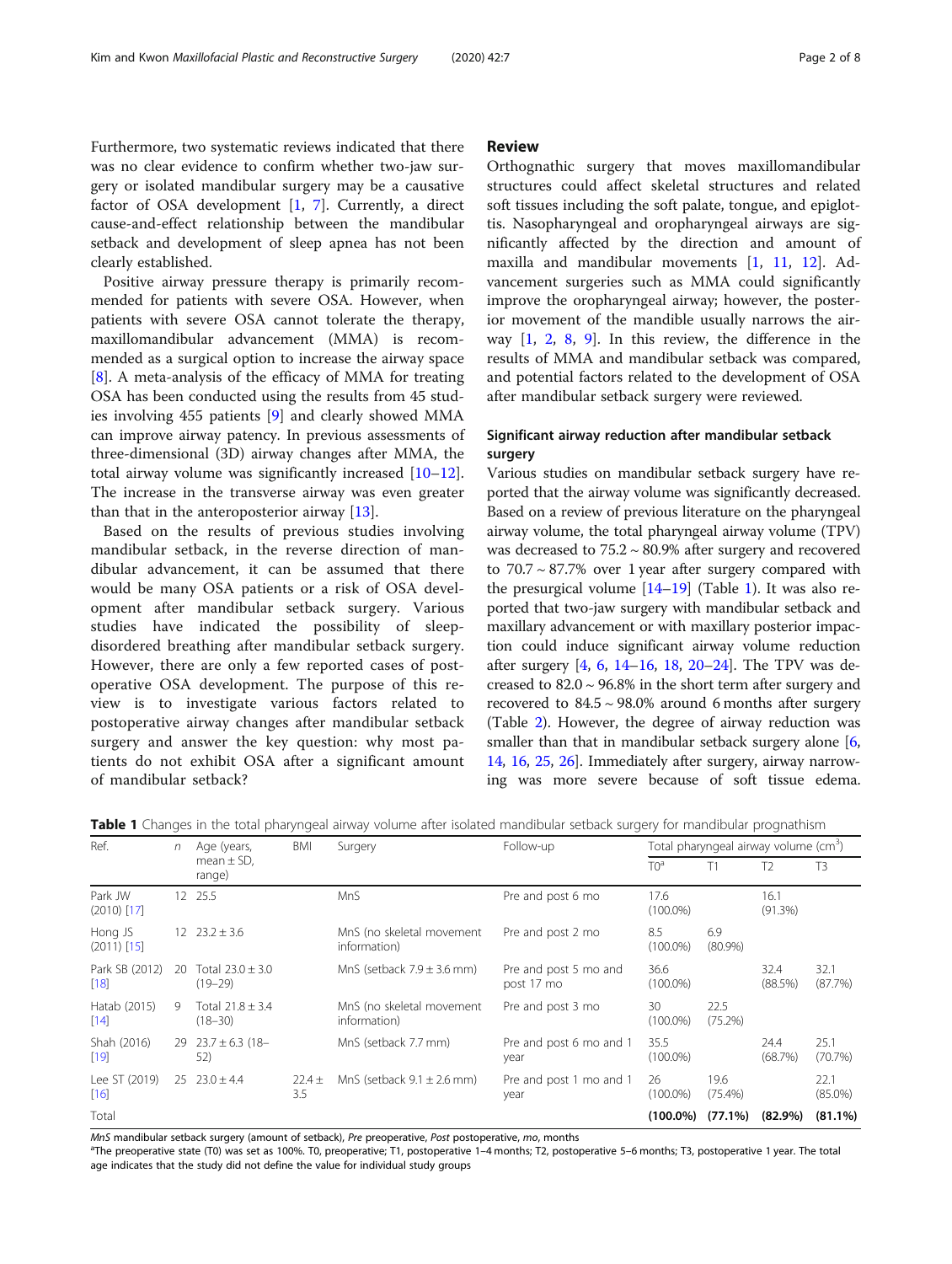Furthermore, two systematic reviews indicated that there was no clear evidence to confirm whether two-jaw surgery or isolated mandibular surgery may be a causative factor of OSA development [1, 7]. Currently, a direct cause-and-effect relationship between the mandibular setback and development of sleep apnea has not been clearly established.

Positive airway pressure therapy is primarily recommended for patients with severe OSA. However, when patients with severe OSA cannot tolerate the therapy, maxillomandibular advancement (MMA) is recommended as a surgical option to increase the airway space [8]. A meta-analysis of the efficacy of MMA for treating OSA has been conducted using the results from 45 studies involving 455 patients [9] and clearly showed MMA can improve airway patency. In previous assessments of three-dimensional (3D) airway changes after MMA, the total airway volume was significantly increased [10–12]. The increase in the transverse airway was even greater than that in the anteroposterior airway [13].

Based on the results of previous studies involving mandibular setback, in the reverse direction of mandibular advancement, it can be assumed that there would be many OSA patients or a risk of OSA development after mandibular setback surgery. Various studies have indicated the possibility of sleep-disordered breathing after mandibular setback surgery. However, there are only a few reported cases of postoperative OSA development. The purpose of this review is to investigate various factors related to postoperative airway changes after mandibular setback surgery and answer the key question: why most patients do not exhibit OSA after a significant amount of mandibular setback?

## Review

Orthognathic surgery that moves maxillomandibular structures could affect skeletal structures and related soft tissues including the soft palate, tongue, and epiglottis. Nasopharyngeal and oropharyngeal airways are significantly affected by the direction and amount of maxilla and mandibular movements [1, 11, 12]. Advancement surgeries such as MMA could significantly improve the oropharyngeal airway; however, the posterior movement of the mandible usually narrows the airway [1, 2, 8, 9]. In this review, the difference in the results of MMA and mandibular setback was compared, and potential factors related to the development of OSA after mandibular setback surgery were reviewed.

### Significant airway reduction after mandibular setback surgery

Various studies on mandibular setback surgery have reported that the airway volume was significantly decreased. Based on a review of previous literature on the pharyngeal airway volume, the total pharyngeal airway volume (TPV) was decreased to 75.2 ~ 80.9% after surgery and recovered to 70.7 ~ 87.7% over 1 year after surgery compared with the presurgical volume [14–19] (Table 1). It was also reported that two-jaw surgery with mandibular setback and maxillary advancement or with maxillary posterior impaction could induce significant airway volume reduction after surgery [4, 6, 14–16, 18, 20–24]. The TPV was decreased to 82.0 ~ 96.8% in the short term after surgery and recovered to 84.5 ~ 98.0% around 6 months after surgery (Table 2). However, the degree of airway reduction was smaller than that in mandibular setback surgery alone [6, 14, 16, 25, 26]. Immediately after surgery, airway narrowing was more severe because of soft tissue edema.

**Table 1** Changes in the total pharyngeal airway volume after isolated mandibular setback surgery for mandibular prognathism

| Ref. | *n* | Age (years, mean ± SD, range) | BMI | Surgery | Follow-up | Total pharyngeal airway volume (cm$^3$) | | | |
|---|---|---|---|---|---|---|---|---|---|
| | | | | | | T0[a] | T1 | T2 | T3 |
| Park JW (2010) [17] | 12 | 25.5 | | MnS | Pre and post 6 mo | 17.6 (100.0%) | | 16.1 (91.3%) | |
| Hong JS (2011) [15] | 12 | 23.2 ± 3.6 | | MnS (no skeletal movement information) | Pre and post 2 mo | 8.5 (100.0%) | 6.9 (80.9%) | | |
| Park SB (2012) [18] | 20 | Total 23.0 ± 3.0 (19–29) | | MnS (setback 7.9 ± 3.6 mm) | Pre and post 5 mo and post 17 mo | 36.6 (100.0%) | | 32.4 (88.5%) | 32.1 (87.7%) |
| Hatab (2015) [14] | 9 | Total 21.8 ± 3.4 (18–30) | | MnS (no skeletal movement information) | Pre and post 3 mo | 30 (100.0%) | 22.5 (75.2%) | | |
| Shah (2016) [19] | 29 | 23.7 ± 6.3 (18–52) | | MnS (setback 7.7 mm) | Pre and post 6 mo and 1 year | 35.5 (100.0%) | | 24.4 (68.7%) | 25.1 (70.7%) |
| Lee ST (2019) [16] | 25 | 23.0 ± 4.4 | 22.4 ± 3.5 | MnS (setback 9.1 ± 2.6 mm) | Pre and post 1 mo and 1 year | 26 (100.0%) | 19.6 (75.4%) | | 22.1 (85.0%) |
| Total | | | | | | **(100.0%)** | **(77.1%)** | **(82.9%)** | **(81.1%)** |

*MnS* mandibular setback surgery (amount of setback), *Pre* preoperative, *Post* postoperative, *mo*, months

[a]The preoperative state (T0) was set as 100%. T0, preoperative; T1, postoperative 1–4 months; T2, postoperative 5–6 months; T3, postoperative 1 year. The total age indicates that the study did not define the value for individual study groups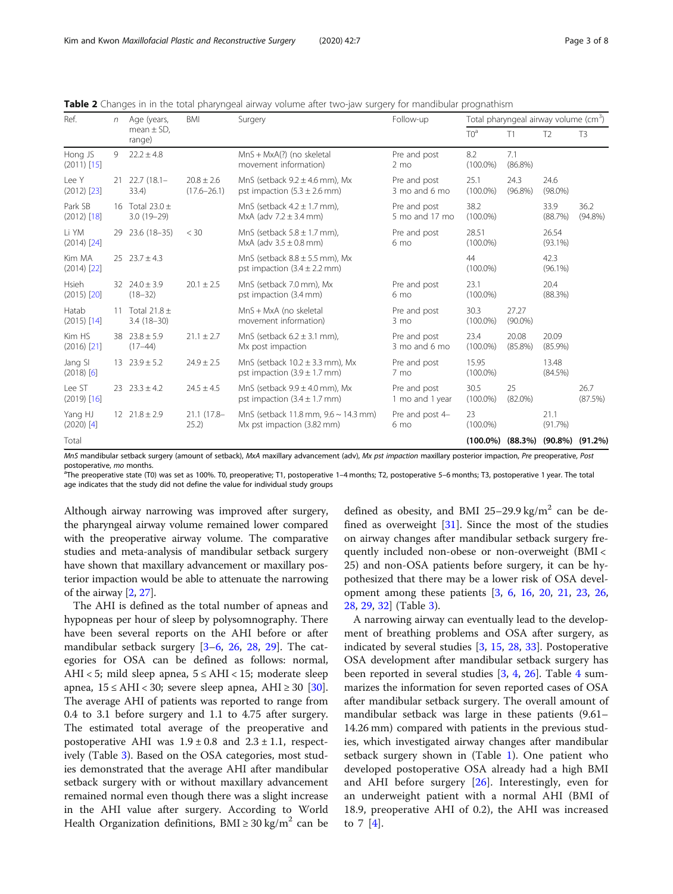**Table 2** Changes in in the total pharyngeal airway volume after two-jaw surgery for mandibular prognathism

| Ref. | *n* | Age (years, mean ± SD, range) | BMI | Surgery | Follow-up | Total pharyngeal airway volume ($cm^3$) | | | |
|---|---|---|---|---|---|---|---|---|---|
| | | | | | | T0[a] | T1 | T2 | T3 |
| Hong JS (2011) [15] | 9 | 22.2 ± 4.8 | | MnS + MxA(?) (no skeletal movement information) | Pre and post 2 mo | 8.2 (100.0%) | 7.1 (86.8%) | | |
| Lee Y (2012) [23] | 21 | 22.7 (18.1–33.4) | 20.8 ± 2.6 (17.6–26.1) | MnS (setback 9.2 ± 4.6 mm), Mx pst impaction (5.3 ± 2.6 mm) | Pre and post 3 mo and 6 mo | 25.1 (100.0%) | 24.3 (96.8%) | 24.6 (98.0%) | |
| Park SB (2012) [18] | 16 | Total 23.0 ± 3.0 (19–29) | | MnS (setback 4.2 ± 1.7 mm), MxA (adv 7.2 ± 3.4 mm) | Pre and post 5 mo and 17 mo | 38.2 (100.0%) | | 33.9 (88.7%) | 36.2 (94.8%) |
| Li YM (2014) [24] | 29 | 23.6 (18–35) | < 30 | MnS (setback 5.8 ± 1.7 mm), MxA (adv 3.5 ± 0.8 mm) | Pre and post 6 mo | 28.51 (100.0%) | | 26.54 (93.1%) | |
| Kim MA (2014) [22] | 25 | 23.7 ± 4.3 | | MnS (setback 8.8 ± 5.5 mm), Mx pst impaction (3.4 ± 2.2 mm) | | 44 (100.0%) | | 42.3 (96.1%) | |
| Hsieh (2015) [20] | 32 | 24.0 ± 3.9 (18–32) | 20.1 ± 2.5 | MnS (setback 7.0 mm), Mx pst impaction (3.4 mm) | Pre and post 6 mo | 23.1 (100.0%) | | 20.4 (88.3%) | |
| Hatab (2015) [14] | 11 | Total 21.8 ± 3.4 (18–30) | | MnS + MxA (no skeletal movement information) | Pre and post 3 mo | 30.3 (100.0%) | 27.27 (90.0%) | | |
| Kim HS (2016) [21] | 38 | 23.8 ± 5.9 (17–44) | 21.1 ± 2.7 | MnS (setback 6.2 ± 3.1 mm), Mx post impaction | Pre and post 3 mo and 6 mo | 23.4 (100.0%) | 20.08 (85.8%) | 20.09 (85.9%) | |
| Jang SI (2018) [6] | 13 | 23.9 ± 5.2 | 24.9 ± 2.5 | MnS (setback 10.2 ± 3.3 mm), Mx pst impaction (3.9 ± 1.7 mm) | Pre and post 7 mo | 15.95 (100.0%) | | 13.48 (84.5%) | |
| Lee ST (2019) [16] | 23 | 23.3 ± 4.2 | 24.5 ± 4.5 | MnS (setback 9.9 ± 4.0 mm), Mx pst impaction (3.4 ± 1.7 mm) | Pre and post 1 mo and 1 year | 30.5 (100.0%) | 25 (82.0%) | | 26.7 (87.5%) |
| Yang HJ (2020) [4] | 12 | 21.8 ± 2.9 | 21.1 (17.8–25.2) | MnS (setback 11.8 mm, 9.6 ~ 14.3 mm) Mx pst impaction (3.82 mm) | Pre and post 4–6 mo | 23 (100.0%) | | 21.1 (91.7%) | |
| Total | | | | | | **(100.0%)** | **(88.3%)** | **(90.8%)** | **(91.2%)** |

*MnS* mandibular setback surgery (amount of setback), *MxA* maxillary advancement (adv), *Mx pst impaction* maxillary posterior impaction, *Pre* preoperative, *Post* postoperative, *mo* months.
[a]The preoperative state (T0) was set as 100%. T0, preoperative; T1, postoperative 1–4 months; T2, postoperative 5–6 months; T3, postoperative 1 year. The total age indicates that the study did not define the value for individual study groups

Although airway narrowing was improved after surgery, the pharyngeal airway volume remained lower compared with the preoperative airway volume. The comparative studies and meta-analysis of mandibular setback surgery have shown that maxillary advancement or maxillary posterior impaction would be able to attenuate the narrowing of the airway [2, 27].

The AHI is defined as the total number of apneas and hypopneas per hour of sleep by polysomnography. There have been several reports on the AHI before or after mandibular setback surgery [3–6, 26, 28, 29]. The categories for OSA can be defined as follows: normal, AHI < 5; mild sleep apnea, 5 ≤ AHI < 15; moderate sleep apnea, 15 ≤ AHI < 30; severe sleep apnea, AHI ≥ 30 [30]. The average AHI of patients was reported to range from 0.4 to 3.1 before surgery and 1.1 to 4.75 after surgery. The estimated total average of the preoperative and postoperative AHI was 1.9 ± 0.8 and 2.3 ± 1.1, respectively (Table 3). Based on the OSA categories, most studies demonstrated that the average AHI after mandibular setback surgery with or without maxillary advancement remained normal even though there was a slight increase in the AHI value after surgery. According to World Health Organization definitions, BMI ≥ 30 $kg/m^2$ can be defined as obesity, and BMI 25–29.9 $kg/m^2$ can be defined as overweight [31]. Since the most of the studies on airway changes after mandibular setback surgery frequently included non-obese or non-overweight (BMI < 25) and non-OSA patients before surgery, it can be hypothesized that there may be a lower risk of OSA development among these patients [3, 6, 16, 20, 21, 23, 26, 28, 29, 32] (Table 3).

A narrowing airway can eventually lead to the development of breathing problems and OSA after surgery, as indicated by several studies [3, 15, 28, 33]. Postoperative OSA development after mandibular setback surgery has been reported in several studies [3, 4, 26]. Table 4 summarizes the information for seven reported cases of OSA after mandibular setback surgery. The overall amount of mandibular setback was large in these patients (9.61–14.26 mm) compared with patients in the previous studies, which investigated airway changes after mandibular setback surgery shown in (Table 1). One patient who developed postoperative OSA already had a high BMI and AHI before surgery [26]. Interestingly, even for an underweight patient with a normal AHI (BMI of 18.9, preoperative AHI of 0.2), the AHI was increased to 7 [4].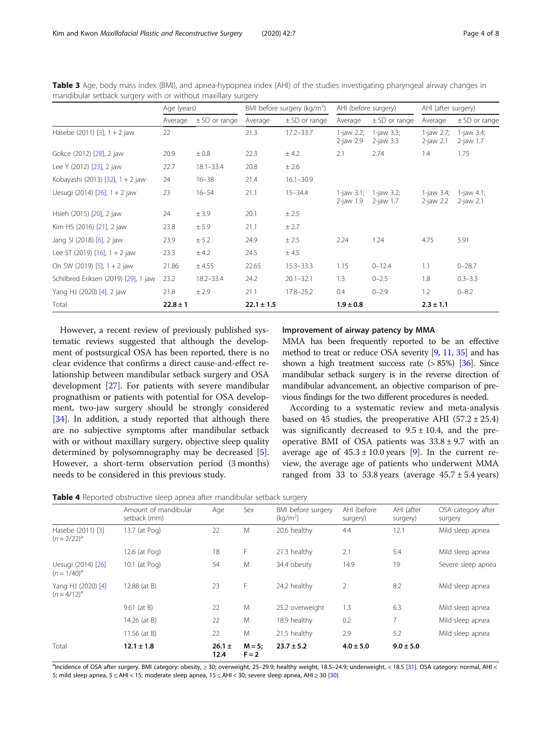**Table 3** Age, body mass index (BMI), and apnea-hypopnea index (AHI) of the studies investigating pharyngeal airway changes in mandibular setback surgery with or without maxillary surgery

| | Age (years) | | BMI before surgery (kg/m$^2$) | | AHI (before surgery) | | AHI (after surgery) | |
|---|---|---|---|---|---|---|---|---|
| | Average | ± SD or range | Average | ± SD or range | Average | ± SD or range | Average | ± SD or range |
| Hasebe (2011) [3], 1 + 2 jaw | 22 | | 21.3 | 17.2–33.7 | 1-jaw 2.2; 2-jaw 2.9 | 1-jaw 3.3; 2-jaw 3.3 | 1-jaw 2.7; 2-jaw 2.1 | 1-jaw 3.4; 2-jaw 1.7 |
| Gokce (2012) [28], 2 jaw | 20.9 | ± 0.8 | 22.3 | ± 4.2 | 2.1 | 2.74 | 1.4 | 1.75 |
| Lee Y (2012) [23], 2 jaw | 22.7 | 18.1–33.4 | 20.8 | ± 2.6 | | | | |
| Kobayashi (2013) [32], 1 + 2 jaw | 24 | 16–38 | 21.4 | 16.1–30.9 | | | | |
| Uesugi (2014) [26], 1 + 2 jaw | 23 | 16–54 | 21.1 | 15–34.4 | 1-jaw 3.1; 2-jaw 1.9 | 1-jaw 3.2; 2-jaw 1.7 | 1-jaw 3.4; 2-jaw 2.2 | 1-jaw 4.1; 2-jaw 2.1 |
| Hsieh (2015) [20], 2 jaw | 24 | ± 3.9 | 20.1 | ± 2.5 | | | | |
| Kim HS (2016) [21], 2 jaw | 23.8 | ± 5.9 | 21.1 | ± 2.7 | | | | |
| Jang SI (2018) [6], 2 jaw | 23.9 | ± 5.2 | 24.9 | ± 2.5 | 2.24 | 1.24 | 4.75 | 5.91 |
| Lee ST (2019) [16], 1 + 2 jaw | 23.3 | ± 4.2 | 24.5 | ± 4.5 | | | | |
| On SW (2019) [5], 1 + 2 jaw | 21.86 | ± 4.55 | 22.65 | 15.3–33.3 | 1.15 | 0–12.4 | 1.1 | 0–28.7 |
| Schilbred Eriksen (2019) [29], 1 jaw | 23.2 | 18.2–33.4 | 24.2 | 20.1–32.1 | 1.3 | 0–2.5 | 1.8 | 0.3–3.3 |
| Yang HJ (2020) [4], 2 jaw | 21.8 | ± 2.9 | 21.1 | 17.8–25.2 | 0.4 | 0–2.9 | 1.2 | 0–8.2 |
| Total | **22.8 ± 1** | | **22.1 ± 1.5** | | **1.9 ± 0.8** | | **2.3 ± 1.1** | |

However, a recent review of previously published systematic reviews suggested that although the development of postsurgical OSA has been reported, there is no clear evidence that confirms a direct cause-and-effect relationship between mandibular setback surgery and OSA development [27]. For patients with severe mandibular prognathism or patients with potential for OSA development, two-jaw surgery should be strongly considered [34]. In addition, a study reported that although there are no subjective symptoms after mandibular setback with or without maxillary surgery, objective sleep quality determined by polysomnography may be decreased [5]. However, a short-term observation period (3 months) needs to be considered in this previous study.

### Improvement of airway patency by MMA

MMA has been frequently reported to be an effective method to treat or reduce OSA severity [9, 11, 35] and has shown a high treatment success rate (> 85%) [36]. Since mandibular setback surgery is in the reverse direction of mandibular advancement, an objective comparison of previous findings for the two different procedures is needed.

According to a systematic review and meta-analysis based on 45 studies, the preoperative AHI (57.2 ± 25.4) was significantly decreased to 9.5 ± 10.4, and the preoperative BMI of OSA patients was 33.8 ± 9.7 with an average age of 45.3 ± 10.0 years [9]. In the current review, the average age of patients who underwent MMA ranged from 33 to 53.8 years (average 45.7 ± 5.4 years)

**Table 4** Reported obstructive sleep apnea after mandibular setback surgery

| | Amount of mandibular setback (mm) | Age | Sex | BMI before surgery (kg/m$^2$) | AHI (before surgery) | AHI (after surgery) | OSA category after surgery |
|---|---|---|---|---|---|---|---|
| Hasebe (2011) [3] ($n = 2/22$)[a] | 13.7 (at Pog) | 22 | M | 20.6 healthy | 4.4 | 12.1 | Mild sleep apnea |
| | 12.6 (at Pog) | 18 | F | 21.3 healthy | 2.1 | 5.4 | Mild sleep apnea |
| Uesugi (2014) [26] ($n = 1/40$)[a] | 10.1 (at Pog) | 54 | M | 34.4 obesity | 14.9 | 19 | Severe sleep apnea |
| Yang HJ (2020) [4] ($n = 4/12$)[a] | 12.88 (at B) | 23 | F | 24.2 healthy | 2 | 8.2 | Mild sleep apnea |
| | 9.61 (at B) | 22 | M | 25.2 overweight | 1.3 | 6.3 | Mild sleep apnea |
| | 14.26 (at B) | 22 | M | 18.9 healthy | 0.2 | 7 | Mild sleep apnea |
| | 11.56 (at B) | 22 | M | 21.5 healthy | 2.9 | 5.2 | Mild sleep apnea |
| Total | **12.1 ± 1.8** | **26.1 ± 12.4** | **M = 5; F = 2** | **23.7 ± 5.2** | **4.0 ± 5.0** | **9.0 ± 5.0** | |

[a]Incidence of OSA after surgery. BMI category: obesity, ≥ 30; overweight, 25–29.9; healthy weight, 18.5–24.9; underweight, < 18.5 [31]. OSA category: normal, AHI < 5; mild sleep apnea, 5 ≤ AHI < 15; moderate sleep apnea, 15 ≤ AHI < 30; severe sleep apnea, AHI ≥ 30 [30]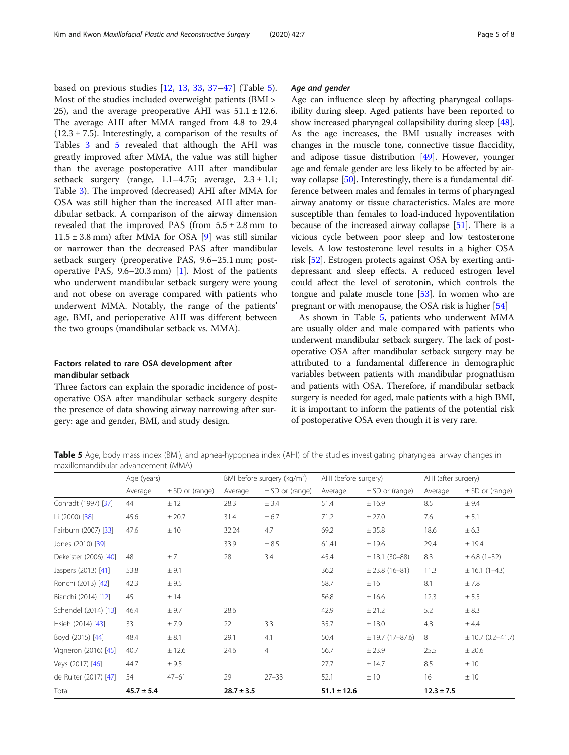based on previous studies [12, 13, 33, 37–47] (Table 5). Most of the studies included overweight patients (BMI > 25), and the average preoperative AHI was 51.1 ± 12.6. The average AHI after MMA ranged from 4.8 to 29.4 (12.3 ± 7.5). Interestingly, a comparison of the results of Tables 3 and 5 revealed that although the AHI was greatly improved after MMA, the value was still higher than the average postoperative AHI after mandibular setback surgery (range, 1.1–4.75; average, 2.3 ± 1.1; Table 3). The improved (decreased) AHI after MMA for OSA was still higher than the increased AHI after mandibular setback. A comparison of the airway dimension revealed that the improved PAS (from 5.5 ± 2.8 mm to 11.5 ± 3.8 mm) after MMA for OSA [9] was still similar or narrower than the decreased PAS after mandibular setback surgery (preoperative PAS, 9.6–25.1 mm; postoperative PAS, 9.6–20.3 mm) [1]. Most of the patients who underwent mandibular setback surgery were young and not obese on average compared with patients who underwent MMA. Notably, the range of the patients' age, BMI, and perioperative AHI was different between the two groups (mandibular setback vs. MMA).

### Factors related to rare OSA development after mandibular setback

Three factors can explain the sporadic incidence of postoperative OSA after mandibular setback surgery despite the presence of data showing airway narrowing after surgery: age and gender, BMI, and study design.

#### *Age and gender*

Age can influence sleep by affecting pharyngeal collapsibility during sleep. Aged patients have been reported to show increased pharyngeal collapsibility during sleep [48]. As the age increases, the BMI usually increases with changes in the muscle tone, connective tissue flaccidity, and adipose tissue distribution [49]. However, younger age and female gender are less likely to be affected by airway collapse [50]. Interestingly, there is a fundamental difference between males and females in terms of pharyngeal airway anatomy or tissue characteristics. Males are more susceptible than females to load-induced hypoventilation because of the increased airway collapse [51]. There is a vicious cycle between poor sleep and low testosterone levels. A low testosterone level results in a higher OSA risk [52]. Estrogen protects against OSA by exerting antidepressant and sleep effects. A reduced estrogen level could affect the level of serotonin, which controls the tongue and palate muscle tone [53]. In women who are pregnant or with menopause, the OSA risk is higher [54]

As shown in Table 5, patients who underwent MMA are usually older and male compared with patients who underwent mandibular setback surgery. The lack of postoperative OSA after mandibular setback surgery may be attributed to a fundamental difference in demographic variables between patients with mandibular prognathism and patients with OSA. Therefore, if mandibular setback surgery is needed for aged, male patients with a high BMI, it is important to inform the patients of the potential risk of postoperative OSA even though it is very rare.

**Table 5** Age, body mass index (BMI), and apnea-hypopnea index (AHI) of the studies investigating pharyngeal airway changes in maxillomandibular advancement (MMA)

| | Age (years) | | BMI before surgery (kg/m$^2$) | | AHI (before surgery) | | AHI (after surgery) | |
|---|---|---|---|---|---|---|---|---|
| | Average | ± SD or (range) | Average | ± SD or (range) | Average | ± SD or (range) | Average | ± SD or (range) |
| Conradt (1997) [37] | 44 | ± 12 | 28.3 | ± 3.4 | 51.4 | ± 16.9 | 8.5 | ± 9.4 |
| Li (2000) [38] | 45.6 | ± 20.7 | 31.4 | ± 6.7 | 71.2 | ± 27.0 | 7.6 | ± 5.1 |
| Fairburn (2007) [33] | 47.6 | ± 10 | 32.24 | 4.7 | 69.2 | ± 35.8 | 18.6 | ± 6.3 |
| Jones (2010) [39] | | | 33.9 | ± 8.5 | 61.41 | ± 19.6 | 29.4 | ± 19.4 |
| Dekeister (2006) [40] | 48 | ± 7 | 28 | 3.4 | 45.4 | ± 18.1 (30–88) | 8.3 | ± 6.8 (1–32) |
| Jaspers (2013) [41] | 53.8 | ± 9.1 | | | 36.2 | ± 23.8 (16–81) | 11.3 | ± 16.1 (1–43) |
| Ronchi (2013) [42] | 42.3 | ± 9.5 | | | 58.7 | ± 16 | 8.1 | ± 7.8 |
| Bianchi (2014) [12] | 45 | ± 14 | | | 56.8 | ± 16.6 | 12.3 | ± 5.5 |
| Schendel (2014) [13] | 46.4 | ± 9.7 | 28.6 | | 42.9 | ± 21.2 | 5.2 | ± 8.3 |
| Hsieh (2014) [43] | 33 | ± 7.9 | 22 | 3.3 | 35.7 | ± 18.0 | 4.8 | ± 4.4 |
| Boyd (2015) [44] | 48.4 | ± 8.1 | 29.1 | 4.1 | 50.4 | ± 19.7 (17–87.6) | 8 | ± 10.7 (0.2–41.7) |
| Vigneron (2016) [45] | 40.7 | ± 12.6 | 24.6 | 4 | 56.7 | ± 23.9 | 25.5 | ± 20.6 |
| Veys (2017) [46] | 44.7 | ± 9.5 | | | 27.7 | ± 14.7 | 8.5 | ± 10 |
| de Ruiter (2017) [47] | 54 | 47–61 | 29 | 27–33 | 52.1 | ± 10 | 16 | ± 10 |
| Total | **45.7 ± 5.4** | | **28.7 ± 3.5** | | **51.1 ± 12.6** | | **12.3 ± 7.5** | |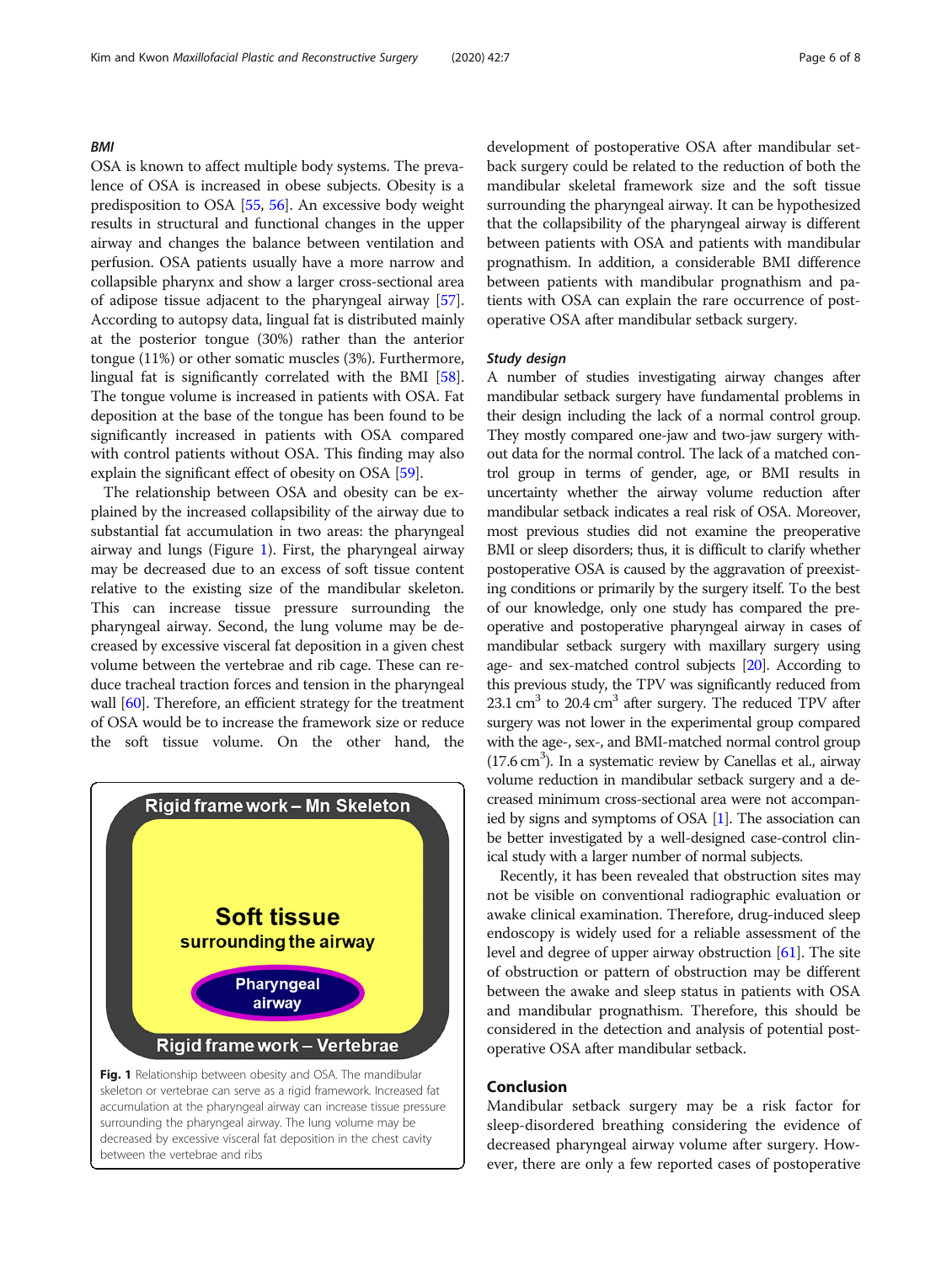### BMI

OSA is known to affect multiple body systems. The prevalence of OSA is increased in obese subjects. Obesity is a predisposition to OSA [55, 56]. An excessive body weight results in structural and functional changes in the upper airway and changes the balance between ventilation and perfusion. OSA patients usually have a more narrow and collapsible pharynx and show a larger cross-sectional area of adipose tissue adjacent to the pharyngeal airway [57]. According to autopsy data, lingual fat is distributed mainly at the posterior tongue (30%) rather than the anterior tongue (11%) or other somatic muscles (3%). Furthermore, lingual fat is significantly correlated with the BMI [58]. The tongue volume is increased in patients with OSA. Fat deposition at the base of the tongue has been found to be significantly increased in patients with OSA compared with control patients without OSA. This finding may also explain the significant effect of obesity on OSA [59].

The relationship between OSA and obesity can be explained by the increased collapsibility of the airway due to substantial fat accumulation in two areas: the pharyngeal airway and lungs (Figure 1). First, the pharyngeal airway may be decreased due to an excess of soft tissue content relative to the existing size of the mandibular skeleton. This can increase tissue pressure surrounding the pharyngeal airway. Second, the lung volume may be decreased by excessive visceral fat deposition in a given chest volume between the vertebrae and rib cage. These can reduce tracheal traction forces and tension in the pharyngeal wall [60]. Therefore, an efficient strategy for the treatment of OSA would be to increase the framework size or reduce the soft tissue volume. On the other hand, the development of postoperative OSA after mandibular setback surgery could be related to the reduction of both the mandibular skeletal framework size and the soft tissue surrounding the pharyngeal airway. It can be hypothesized that the collapsibility of the pharyngeal airway is different between patients with OSA and patients with mandibular prognathism. In addition, a considerable BMI difference between patients with mandibular prognathism and patients with OSA can explain the rare occurrence of postoperative OSA after mandibular setback surgery.

Rigid frame work – Mn Skeleton

Soft tissue surrounding the airway

Pharyngeal airway

Rigid frame work – Vertebrae

**Fig. 1** Relationship between obesity and OSA. The mandibular skeleton or vertebrae can serve as a rigid framework. Increased fat accumulation at the pharyngeal airway can increase tissue pressure surrounding the pharyngeal airway. The lung volume may be decreased by excessive visceral fat deposition in the chest cavity between the vertebrae and ribs

### Study design

A number of studies investigating airway changes after mandibular setback surgery have fundamental problems in their design including the lack of a normal control group. They mostly compared one-jaw and two-jaw surgery without data for the normal control. The lack of a matched control group in terms of gender, age, or BMI results in uncertainty whether the airway volume reduction after mandibular setback indicates a real risk of OSA. Moreover, most previous studies did not examine the preoperative BMI or sleep disorders; thus, it is difficult to clarify whether postoperative OSA is caused by the aggravation of preexisting conditions or primarily by the surgery itself. To the best of our knowledge, only one study has compared the preoperative and postoperative pharyngeal airway in cases of mandibular setback surgery with maxillary surgery using age- and sex-matched control subjects [20]. According to this previous study, the TPV was significantly reduced from 23.1 $cm^3$ to 20.4 $cm^3$ after surgery. The reduced TPV after surgery was not lower in the experimental group compared with the age-, sex-, and BMI-matched normal control group (17.6 $cm^3$). In a systematic review by Canellas et al., airway volume reduction in mandibular setback surgery and a decreased minimum cross-sectional area were not accompanied by signs and symptoms of OSA [1]. The association can be better investigated by a well-designed case-control clinical study with a larger number of normal subjects.

Recently, it has been revealed that obstruction sites may not be visible on conventional radiographic evaluation or awake clinical examination. Therefore, drug-induced sleep endoscopy is widely used for a reliable assessment of the level and degree of upper airway obstruction [61]. The site of obstruction or pattern of obstruction may be different between the awake and sleep status in patients with OSA and mandibular prognathism. Therefore, this should be considered in the detection and analysis of potential postoperative OSA after mandibular setback.

## Conclusion

Mandibular setback surgery may be a risk factor for sleep-disordered breathing considering the evidence of decreased pharyngeal airway volume after surgery. However, there are only a few reported cases of postoperative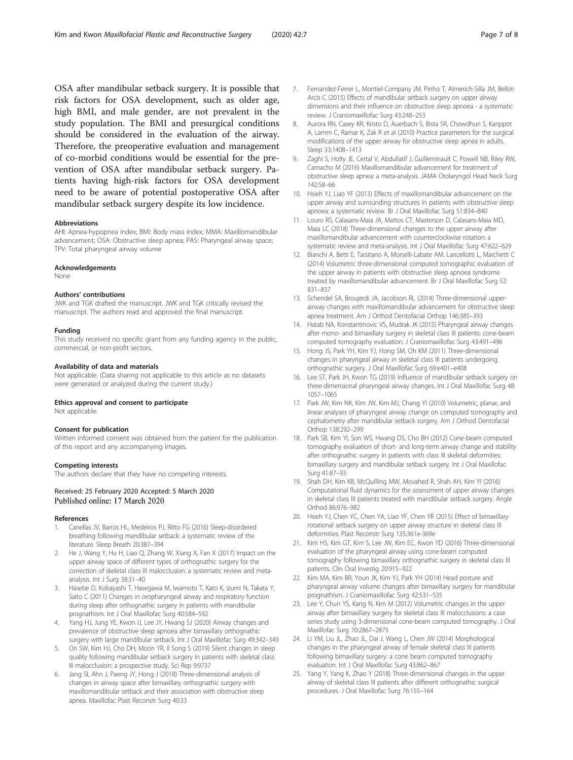OSA after mandibular setback surgery. It is possible that risk factors for OSA development, such as older age, high BMI, and male gender, are not prevalent in the study population. The BMI and presurgical conditions should be considered in the evaluation of the airway. Therefore, the preoperative evaluation and management of co-morbid conditions would be essential for the prevention of OSA after mandibular setback surgery. Patients having high-risk factors for OSA development need to be aware of potential postoperative OSA after mandibular setback surgery despite its low incidence.

#### Abbreviations

AHI: Apnea-hypopnea index; BMI: Body mass index; MMA: Maxillomandibular advancement; OSA: Obstructive sleep apnea; PAS: Pharyngeal airway space; TPV: Total pharyngeal airway volume

#### Acknowledgements

None

#### Authors' contributions

JWK and TGK drafted the manuscript. JWK and TGK critically revised the manuscript. The authors read and approved the final manuscript.

#### Funding

This study received no specific grant from any funding agency in the public, commercial, or non-profit sectors.

#### Availability of data and materials

Not applicable. (Data sharing not applicable to this article as no datasets were generated or analyzed during the current study.)

#### Ethics approval and consent to participate

Not applicable.

#### Consent for publication

Written informed consent was obtained from the patient for the publication of this report and any accompanying images.

#### Competing interests

The authors declare that they have no competing interests.

Received: 25 February 2020 Accepted: 5 March 2020
Published online: 17 March 2020

#### References

1. Canellas JV, Barros HL, Medeiros PJ, Ritto FG (2016) Sleep-disordered breathing following mandibular setback: a systematic review of the literature. Sleep Breath 20:387–394
2. He J, Wang Y, Hu H, Liao Q, Zhang W, Xiang X, Fan X (2017) Impact on the upper airway space of different types of orthognathic surgery for the correction of skeletal class III malocclusion: a systematic review and meta-analysis. Int J Surg 38:31–40
3. Hasebe D, Kobayashi T, Hasegawa M, Iwamoto T, Kato K, Izumi N, Takata Y, Saito C (2011) Changes in oropharyngeal airway and respiratory function during sleep after orthognathic surgery in patients with mandibular prognathism. Int J Oral Maxillofac Surg 40:584–592
4. Yang HJ, Jung YE, Kwon IJ, Lee JY, Hwang SJ (2020) Airway changes and prevalence of obstructive sleep apnoea after bimaxillary orthognathic surgery with large mandibular setback. Int J Oral Maxillofac Surg 49:342–349
5. On SW, Kim HJ, Cho DH, Moon YR, Il Song S (2019) Silent changes in sleep quality following mandibular setback surgery in patients with skeletal class III malocclusion: a prospective study. Sci Rep 9:9737
6. Jang SI, Ahn J, Paeng JY, Hong J (2018) Three-dimensional analysis of changes in airway space after bimaxillary orthognathic surgery with maxillomandibular setback and their association with obstructive sleep apnea. Maxillofac Plast Reconstr Surg 40:33
7. Fernandez-Ferrer L, Montiel-Company JM, Pinho T, Almerich-Silla JM, Bellot-Arcis C (2015) Effects of mandibular setback surgery on upper airway dimensions and their influence on obstructive sleep apnoea - a systematic review. J Craniomaxillofac Surg 43:248–253
8. Aurora RN, Casey KR, Kristo D, Auerbach S, Bista SR, Chowdhuri S, Karippot A, Lamm C, Ramar K, Zak R et al (2010) Practice parameters for the surgical modifications of the upper airway for obstructive sleep apnea in adults. Sleep 33:1408–1413
9. Zaghi S, Holty JE, Certal V, Abdullatif J, Guilleminault C, Powell NB, Riley RW, Camacho M (2016) Maxillomandibular advancement for treatment of obstructive sleep apnea: a meta-analysis. JAMA Otolaryngol Head Neck Surg 142:58–66
10. Hsieh YJ, Liao YF (2013) Effects of maxillomandibular advancement on the upper airway and surrounding structures in patients with obstructive sleep apnoea: a systematic review. Br J Oral Maxillofac Surg 51:834–840
11. Louro RS, Calasans-Maia JA, Mattos CT, Masterson D, Calasans-Maia MD, Maia LC (2018) Three-dimensional changes to the upper airway after maxillomandibular advancement with counterclockwise rotation: a systematic review and meta-analysis. Int J Oral Maxillofac Surg 47:622–629
12. Bianchi A, Betti E, Tarsitano A, Morselli-Labate AM, Lancellotti L, Marchetti C (2014) Volumetric three-dimensional computed tomographic evaluation of the upper airway in patients with obstructive sleep apnoea syndrome treated by maxillomandibular advancement. Br J Oral Maxillofac Surg 52: 831–837
13. Schendel SA, Broujerdi JA, Jacobson RL (2014) Three-dimensional upper-airway changes with maxillomandibular advancement for obstructive sleep apnea treatment. Am J Orthod Dentofacial Orthop 146:385–393
14. Hatab NA, Konstantinovic VS, Mudrak JK (2015) Pharyngeal airway changes after mono- and bimaxillary surgery in skeletal class III patients: cone-beam computed tomography evaluation. J Craniomaxillofac Surg 43:491–496
15. Hong JS, Park YH, Kim YJ, Hong SM, Oh KM (2011) Three-dimensional changes in pharyngeal airway in skeletal class III patients undergoing orthognathic surgery. J Oral Maxillofac Surg 69:e401–e408
16. Lee ST, Park JH, Kwon TG (2019) Influence of mandibular setback surgery on three-dimensional pharyngeal airway changes. Int J Oral Maxillofac Surg 48: 1057–1065
17. Park JW, Kim NK, Kim JW, Kim MJ, Chang YI (2010) Volumetric, planar, and linear analyses of pharyngeal airway change on computed tomography and cephalometry after mandibular setback surgery. Am J Orthod Dentofacial Orthop 138:292–299
18. Park SB, Kim YI, Son WS, Hwang DS, Cho BH (2012) Cone-beam computed tomography evaluation of short- and long-term airway change and stability after orthognathic surgery in patients with class III skeletal deformities: bimaxillary surgery and mandibular setback surgery. Int J Oral Maxillofac Surg 41:87–93
19. Shah DH, Kim KB, McQuilling MW, Movahed R, Shah AH, Kim YI (2016) Computational fluid dynamics for the assessment of upper airway changes in skeletal class III patients treated with mandibular setback surgery. Angle Orthod 86:976–982
20. Hsieh YJ, Chen YC, Chen YA, Liao YF, Chen YR (2015) Effect of bimaxillary rotational setback surgery on upper airway structure in skeletal class III deformities. Plast Reconstr Surg 135:361e-369e
21. Kim HS, Kim GT, Kim S, Lee JW, Kim EC, Kwon YD (2016) Three-dimensional evaluation of the pharyngeal airway using cone-beam computed tomography following bimaxillary orthognathic surgery in skeletal class III patients. Clin Oral Investig 20:915–922
22. Kim MA, Kim BR, Youn JK, Kim YJ, Park YH (2014) Head posture and pharyngeal airway volume changes after bimaxillary surgery for mandibular prognathism. J Craniomaxillofac Surg 42:531–535
23. Lee Y, Chun YS, Kang N, Kim M (2012) Volumetric changes in the upper airway after bimaxillary surgery for skeletal class III malocclusions: a case series study using 3-dimensional cone-beam computed tomography. J Oral Maxillofac Surg 70:2867–2875
24. Li YM, Liu JL, Zhao JL, Dai J, Wang L, Chen JW (2014) Morphological changes in the pharyngeal airway of female skeletal class III patients following bimaxillary surgery: a cone beam computed tomography evaluation. Int J Oral Maxillofac Surg 43:862–867
25. Yang Y, Yang K, Zhao Y (2018) Three-dimensional changes in the upper airway of skeletal class III patients after different orthognathic surgical procedures. J Oral Maxillofac Surg 76:155–164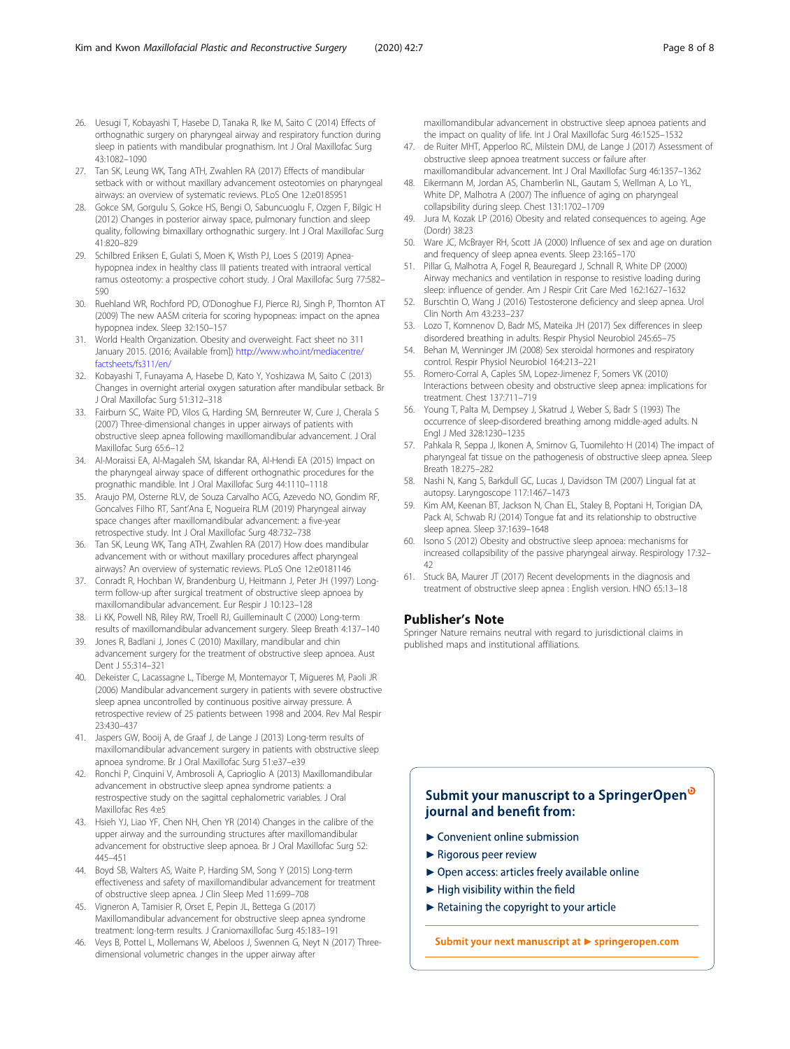26. Uesugi T, Kobayashi T, Hasebe D, Tanaka R, Ike M, Saito C (2014) Effects of orthognathic surgery on pharyngeal airway and respiratory function during sleep in patients with mandibular prognathism. Int J Oral Maxillofac Surg 43:1082–1090
27. Tan SK, Leung WK, Tang ATH, Zwahlen RA (2017) Effects of mandibular setback with or without maxillary advancement osteotomies on pharyngeal airways: an overview of systematic reviews. PLoS One 12:e0185951
28. Gokce SM, Gorgulu S, Gokce HS, Bengi O, Sabuncuoglu F, Ozgen F, Bilgic H (2012) Changes in posterior airway space, pulmonary function and sleep quality, following bimaxillary orthognathic surgery. Int J Oral Maxillofac Surg 41:820–829
29. Schilbred Eriksen E, Gulati S, Moen K, Wisth PJ, Loes S (2019) Apnea-hypopnea index in healthy class III patients treated with intraoral vertical ramus osteotomy: a prospective cohort study. J Oral Maxillofac Surg 77:582–590
30. Ruehland WR, Rochford PD, O'Donoghue FJ, Pierce RJ, Singh P, Thornton AT (2009) The new AASM criteria for scoring hypopneas: impact on the apnea hypopnea index. Sleep 32:150–157
31. World Health Organization. Obesity and overweight. Fact sheet no 311 January 2015. (2016; Available from]) http://www.who.int/mediacentre/factsheets/fs311/en/
32. Kobayashi T, Funayama A, Hasebe D, Kato Y, Yoshizawa M, Saito C (2013) Changes in overnight arterial oxygen saturation after mandibular setback. Br J Oral Maxillofac Surg 51:312–318
33. Fairburn SC, Waite PD, Vilos G, Harding SM, Bernreuter W, Cure J, Cherala S (2007) Three-dimensional changes in upper airways of patients with obstructive sleep apnea following maxillomandibular advancement. J Oral Maxillofac Surg 65:6–12
34. Al-Moraissi EA, Al-Magaleh SM, Iskandar RA, Al-Hendi EA (2015) Impact on the pharyngeal airway space of different orthognathic procedures for the prognathic mandible. Int J Oral Maxillofac Surg 44:1110–1118
35. Araujo PM, Osterne RLV, de Souza Carvalho ACG, Azevedo NO, Gondim RF, Goncalves Filho RT, Sant'Ana E, Nogueira RLM (2019) Pharyngeal airway space changes after maxillomandibular advancement: a five-year retrospective study. Int J Oral Maxillofac Surg 48:732–738
36. Tan SK, Leung WK, Tang ATH, Zwahlen RA (2017) How does mandibular advancement with or without maxillary procedures affect pharyngeal airways? An overview of systematic reviews. PLoS One 12:e0181146
37. Conradt R, Hochban W, Brandenburg U, Heitmann J, Peter JH (1997) Long-term follow-up after surgical treatment of obstructive sleep apnoea by maxillomandibular advancement. Eur Respir J 10:123–128
38. Li KK, Powell NB, Riley RW, Troell RJ, Guilleminault C (2000) Long-term results of maxillomandibular advancement surgery. Sleep Breath 4:137–140
39. Jones R, Badlani J, Jones C (2010) Maxillary, mandibular and chin advancement surgery for the treatment of obstructive sleep apnoea. Aust Dent J 55:314–321
40. Dekeister C, Lacassagne L, Tiberge M, Montemayor T, Migueres M, Paoli JR (2006) Mandibular advancement surgery in patients with severe obstructive sleep apnea uncontrolled by continuous positive airway pressure. A retrospective review of 25 patients between 1998 and 2004. Rev Mal Respir 23:430–437
41. Jaspers GW, Booij A, de Graaf J, de Lange J (2013) Long-term results of maxillomandibular advancement surgery in patients with obstructive sleep apnoea syndrome. Br J Oral Maxillofac Surg 51:e37–e39
42. Ronchi P, Cinquini V, Ambrosoli A, Caprioglio A (2013) Maxillomandibular advancement in obstructive sleep apnea syndrome patients: a restrospective study on the sagittal cephalometric variables. J Oral Maxillofac Res 4:e5
43. Hsieh YJ, Liao YF, Chen NH, Chen YR (2014) Changes in the calibre of the upper airway and the surrounding structures after maxillomandibular advancement for obstructive sleep apnoea. Br J Oral Maxillofac Surg 52: 445–451
44. Boyd SB, Walters AS, Waite P, Harding SM, Song Y (2015) Long-term effectiveness and safety of maxillomandibular advancement for treatment of obstructive sleep apnea. J Clin Sleep Med 11:699–708
45. Vigneron A, Tamisier R, Orset E, Pepin JL, Bettega G (2017) Maxillomandibular advancement for obstructive sleep apnea syndrome treatment: long-term results. J Craniomaxillofac Surg 45:183–191
46. Veys B, Pottel L, Mollemans W, Abeloos J, Swennen G, Neyt N (2017) Three-dimensional volumetric changes in the upper airway after maxillomandibular advancement in obstructive sleep apnoea patients and the impact on quality of life. Int J Oral Maxillofac Surg 46:1525–1532
47. de Ruiter MHT, Apperloo RC, Milstein DMJ, de Lange J (2017) Assessment of obstructive sleep apnoea treatment success or failure after maxillomandibular advancement. Int J Oral Maxillofac Surg 46:1357–1362
48. Eikermann M, Jordan AS, Chamberlin NL, Gautam S, Wellman A, Lo YL, White DP, Malhotra A (2007) The influence of aging on pharyngeal collapsibility during sleep. Chest 131:1702–1709
49. Jura M, Kozak LP (2016) Obesity and related consequences to ageing. Age (Dordr) 38:23
50. Ware JC, McBrayer RH, Scott JA (2000) Influence of sex and age on duration and frequency of sleep apnea events. Sleep 23:165–170
51. Pillar G, Malhotra A, Fogel R, Beauregard J, Schnall R, White DP (2000) Airway mechanics and ventilation in response to resistive loading during sleep: influence of gender. Am J Respir Crit Care Med 162:1627–1632
52. Burschtin O, Wang J (2016) Testosterone deficiency and sleep apnea. Urol Clin North Am 43:233–237
53. Lozo T, Komnenov D, Badr MS, Mateika JH (2017) Sex differences in sleep disordered breathing in adults. Respir Physiol Neurobiol 245:65–75
54. Behan M, Wenninger JM (2008) Sex steroidal hormones and respiratory control. Respir Physiol Neurobiol 164:213–221
55. Romero-Corral A, Caples SM, Lopez-Jimenez F, Somers VK (2010) Interactions between obesity and obstructive sleep apnea: implications for treatment. Chest 137:711–719
56. Young T, Palta M, Dempsey J, Skatrud J, Weber S, Badr S (1993) The occurrence of sleep-disordered breathing among middle-aged adults. N Engl J Med 328:1230–1235
57. Pahkala R, Seppa J, Ikonen A, Smirnov G, Tuomilehto H (2014) The impact of pharyngeal fat tissue on the pathogenesis of obstructive sleep apnea. Sleep Breath 18:275–282
58. Nashi N, Kang S, Barkdull GC, Lucas J, Davidson TM (2007) Lingual fat at autopsy. Laryngoscope 117:1467–1473
59. Kim AM, Keenan BT, Jackson N, Chan EL, Staley B, Poptani H, Torigian DA, Pack AI, Schwab RJ (2014) Tongue fat and its relationship to obstructive sleep apnea. Sleep 37:1639–1648
60. Isono S (2012) Obesity and obstructive sleep apnoea: mechanisms for increased collapsibility of the passive pharyngeal airway. Respirology 17:32–42
61. Stuck BA, Maurer JT (2017) Recent developments in the diagnosis and treatment of obstructive sleep apnea : English version. HNO 65:13–18

## Publisher's Note

Springer Nature remains neutral with regard to jurisdictional claims in published maps and institutional affiliations.

**Submit your manuscript to a SpringerOpen journal and benefit from:**

- ► Convenient online submission
- ► Rigorous peer review
- ► Open access: articles freely available online
- ► High visibility within the field
- ► Retaining the copyright to your article

**Submit your next manuscript at ► springeropen.com**